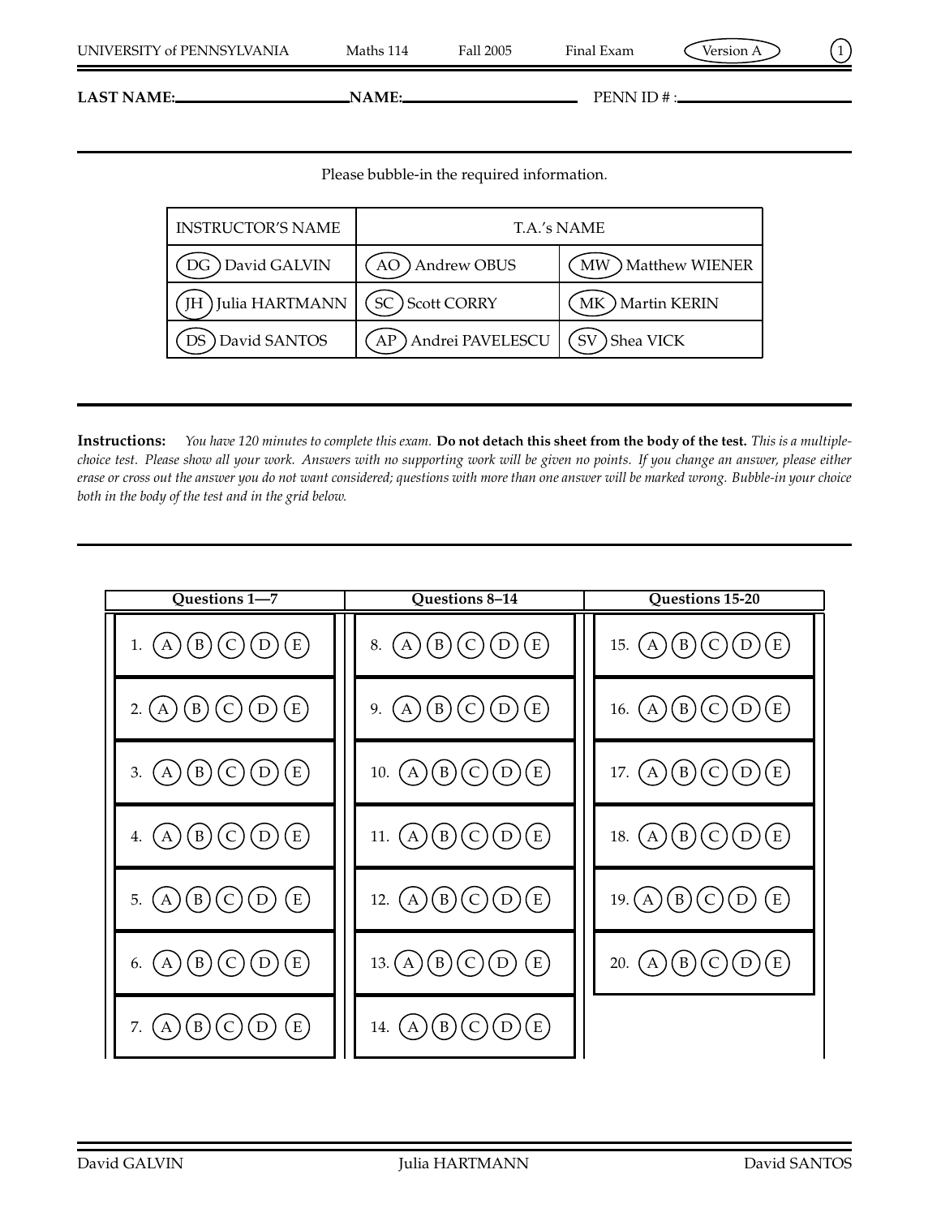UNIVERSITY of PENNSYLVANIA    Maths 114    Fall 2005    Final Exam    Version A

**LAST NAME:**\_\_\_\_\_\_\_\_\_\_\_\_\_\_\_\_\_\_\_\_ **NAME:**\_\_\_\_\_\_\_\_\_\_\_\_\_\_\_\_\_\_\_\_ PENN ID # :\_\_\_\_\_\_\_\_\_\_\_\_\_\_\_\_\_\_\_\_

Please bubble-in the required information.

| INSTRUCTOR'S NAME | T.A.'s NAME | |
|---|---|---|
| (DG) David GALVIN | (AO) Andrew OBUS | (MW) Matthew WIENER |
| (JH) Julia HARTMANN | (SC) Scott CORRY | (MK) Martin KERIN |
| (DS) David SANTOS | (AP) Andrei PAVELESCU | (SV) Shea VICK |

**Instructions:** *You have 120 minutes to complete this exam.* **Do not detach this sheet from the body of the test.** *This is a multiple-choice test. Please show all your work. Answers with no supporting work will be given no points. If you change an answer, please either erase or cross out the answer you do not want considered; questions with more than one answer will be marked wrong. Bubble-in your choice both in the body of the test and in the grid below.*

| Questions 1—7 | Questions 8–14 | Questions 15-20 |
|---|---|---|
| 1. (A) (B) (C) (D) (E) | 8. (A) (B) (C) (D) (E) | 15. (A) (B) (C) (D) (E) |
| 2. (A) (B) (C) (D) (E) | 9. (A) (B) (C) (D) (E) | 16. (A) (B) (C) (D) (E) |
| 3. (A) (B) (C) (D) (E) | 10. (A) (B) (C) (D) (E) | 17. (A) (B) (C) (D) (E) |
| 4. (A) (B) (C) (D) (E) | 11. (A) (B) (C) (D) (E) | 18. (A) (B) (C) (D) (E) |
| 5. (A) (B) (C) (D) (E) | 12. (A) (B) (C) (D) (E) | 19. (A) (B) (C) (D) (E) |
| 6. (A) (B) (C) (D) (E) | 13. (A) (B) (C) (D) (E) | 20. (A) (B) (C) (D) (E) |
| 7. (A) (B) (C) (D) (E) | 14. (A) (B) (C) (D) (E) | |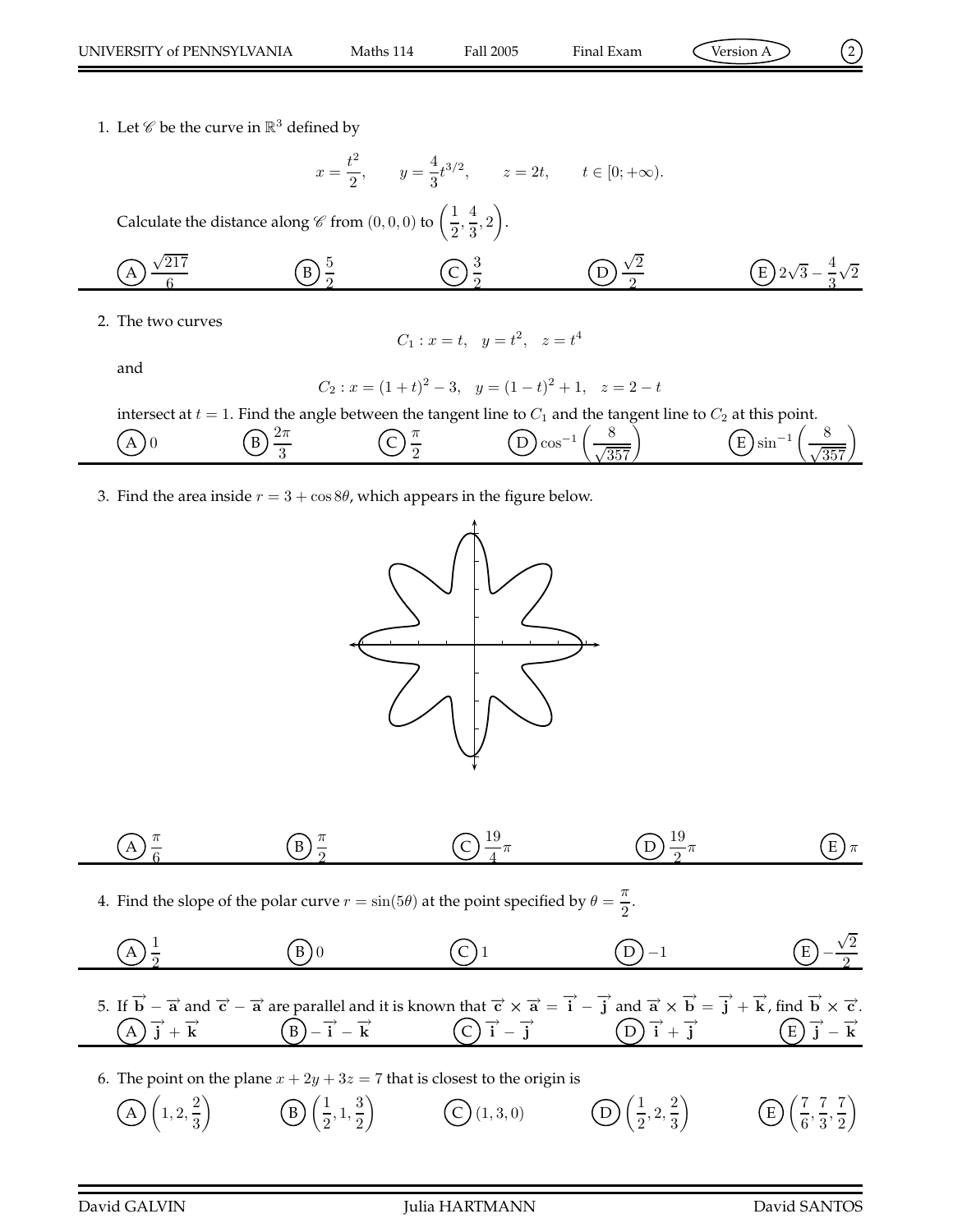1. Let $\mathscr{C}$ be the curve in $\mathbb{R}^3$ defined by

$$x = \frac{t^2}{2}, \qquad y = \frac{4}{3}t^{3/2}, \qquad z = 2t, \qquad t \in [0; +\infty).$$

Calculate the distance along $\mathscr{C}$ from $(0,0,0)$ to $\left(\frac{1}{2}, \frac{4}{3}, 2\right)$.

(A) $\frac{\sqrt{217}}{6}$ (B) $\frac{5}{2}$ (C) $\frac{3}{2}$ (D) $\frac{\sqrt{2}}{2}$ (E) $2\sqrt{3} - \frac{4}{3}\sqrt{2}$

2. The two curves

$$C_1 : x = t, \quad y = t^2, \quad z = t^4$$

and

$$C_2 : x = (1+t)^2 - 3, \quad y = (1-t)^2 + 1, \quad z = 2 - t$$

intersect at $t = 1$. Find the angle between the tangent line to $C_1$ and the tangent line to $C_2$ at this point.

(A) $0$ (B) $\frac{2\pi}{3}$ (C) $\frac{\pi}{2}$ (D) $\cos^{-1}\left(\frac{8}{\sqrt{357}}\right)$ (E) $\sin^{-1}\left(\frac{8}{\sqrt{357}}\right)$

3. Find the area inside $r = 3 + \cos 8\theta$, which appears in the figure below.

(A) $\frac{\pi}{6}$ (B) $\frac{\pi}{2}$ (C) $\frac{19}{4}\pi$ (D) $\frac{19}{2}\pi$ (E) $\pi$

4. Find the slope of the polar curve $r = \sin(5\theta)$ at the point specified by $\theta = \frac{\pi}{2}$.

(A) $\frac{1}{2}$ (B) $0$ (C) $1$ (D) $-1$ (E) $-\frac{\sqrt{2}}{2}$

5. If $\overrightarrow{\mathbf{b}} - \overrightarrow{\mathbf{a}}$ and $\overrightarrow{\mathbf{c}} - \overrightarrow{\mathbf{a}}$ are parallel and it is known that $\overrightarrow{\mathbf{c}} \times \overrightarrow{\mathbf{a}} = \overrightarrow{\mathbf{i}} - \overrightarrow{\mathbf{j}}$ and $\overrightarrow{\mathbf{a}} \times \overrightarrow{\mathbf{b}} = \overrightarrow{\mathbf{j}} + \overrightarrow{\mathbf{k}}$, find $\overrightarrow{\mathbf{b}} \times \overrightarrow{\mathbf{c}}$.

(A) $\overrightarrow{\mathbf{j}} + \overrightarrow{\mathbf{k}}$ (B) $-\overrightarrow{\mathbf{i}} - \overrightarrow{\mathbf{k}}$ (C) $\overrightarrow{\mathbf{i}} - \overrightarrow{\mathbf{j}}$ (D) $\overrightarrow{\mathbf{i}} + \overrightarrow{\mathbf{j}}$ (E) $\overrightarrow{\mathbf{j}} - \overrightarrow{\mathbf{k}}$

6. The point on the plane $x + 2y + 3z = 7$ that is closest to the origin is

(A) $\left(1, 2, \frac{2}{3}\right)$ (B) $\left(\frac{1}{2}, 1, \frac{3}{2}\right)$ (C) $(1, 3, 0)$ (D) $\left(\frac{1}{2}, 2, \frac{2}{3}\right)$ (E) $\left(\frac{7}{6}, \frac{7}{3}, \frac{7}{2}\right)$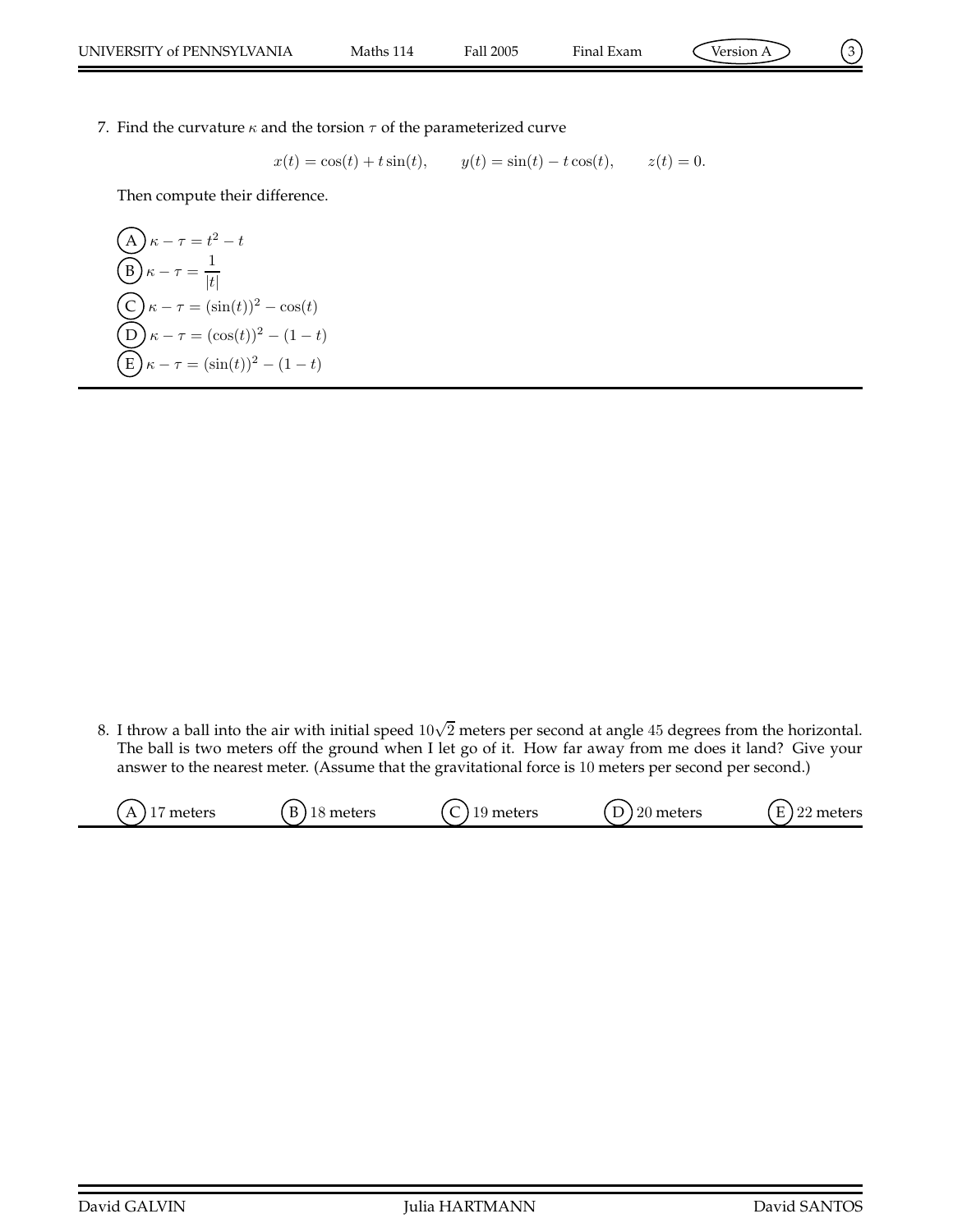7. Find the curvature $\kappa$ and the torsion $\tau$ of the parameterized curve

$$x(t) = \cos(t) + t\sin(t), \qquad y(t) = \sin(t) - t\cos(t), \qquad z(t) = 0.$$

Then compute their difference.

(A) $\kappa - \tau = t^2 - t$

(B) $\kappa - \tau = \dfrac{1}{|t|}$

(C) $\kappa - \tau = (\sin(t))^2 - \cos(t)$

(D) $\kappa - \tau = (\cos(t))^2 - (1 - t)$

(E) $\kappa - \tau = (\sin(t))^2 - (1 - t)$

8. I throw a ball into the air with initial speed $10\sqrt{2}$ meters per second at angle $45$ degrees from the horizontal. The ball is two meters off the ground when I let go of it. How far away from me does it land? Give your answer to the nearest meter. (Assume that the gravitational force is $10$ meters per second per second.)

(A) 17 meters (B) $18$ meters (C) $19$ meters (D) $20$ meters (E) 22 meters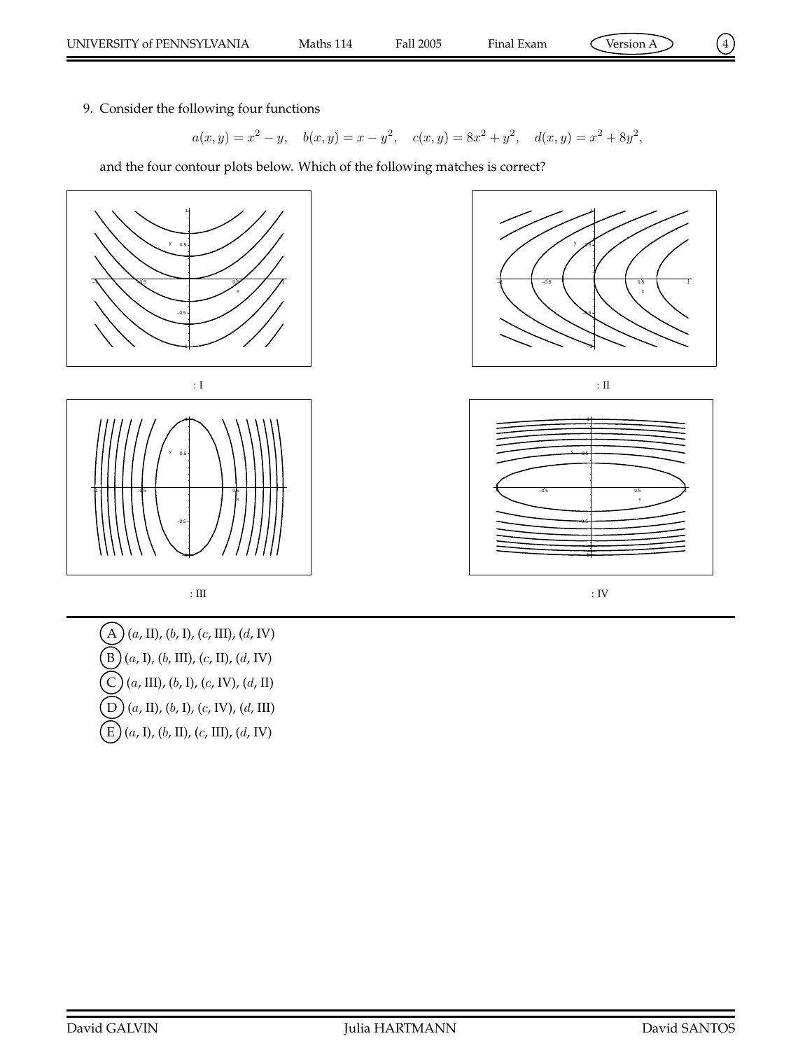9. Consider the following four functions

$$a(x,y) = x^2 - y, \quad b(x,y) = x - y^2, \quad c(x,y) = 8x^2 + y^2, \quad d(x,y) = x^2 + 8y^2,$$

and the four contour plots below. Which of the following matches is correct?

: I

: II

: III

: IV

(A) ($a$, II), ($b$, I), ($c$, III), ($d$, IV)

(B) ($a$, I), ($b$, III), ($c$, II), ($d$, IV)

(C) ($a$, III), ($b$, I), ($c$, IV), ($d$, II)

(D) ($a$, II), ($b$, I), ($c$, IV), ($d$, III)

(E) ($a$, I), ($b$, II), ($c$, III), ($d$, IV)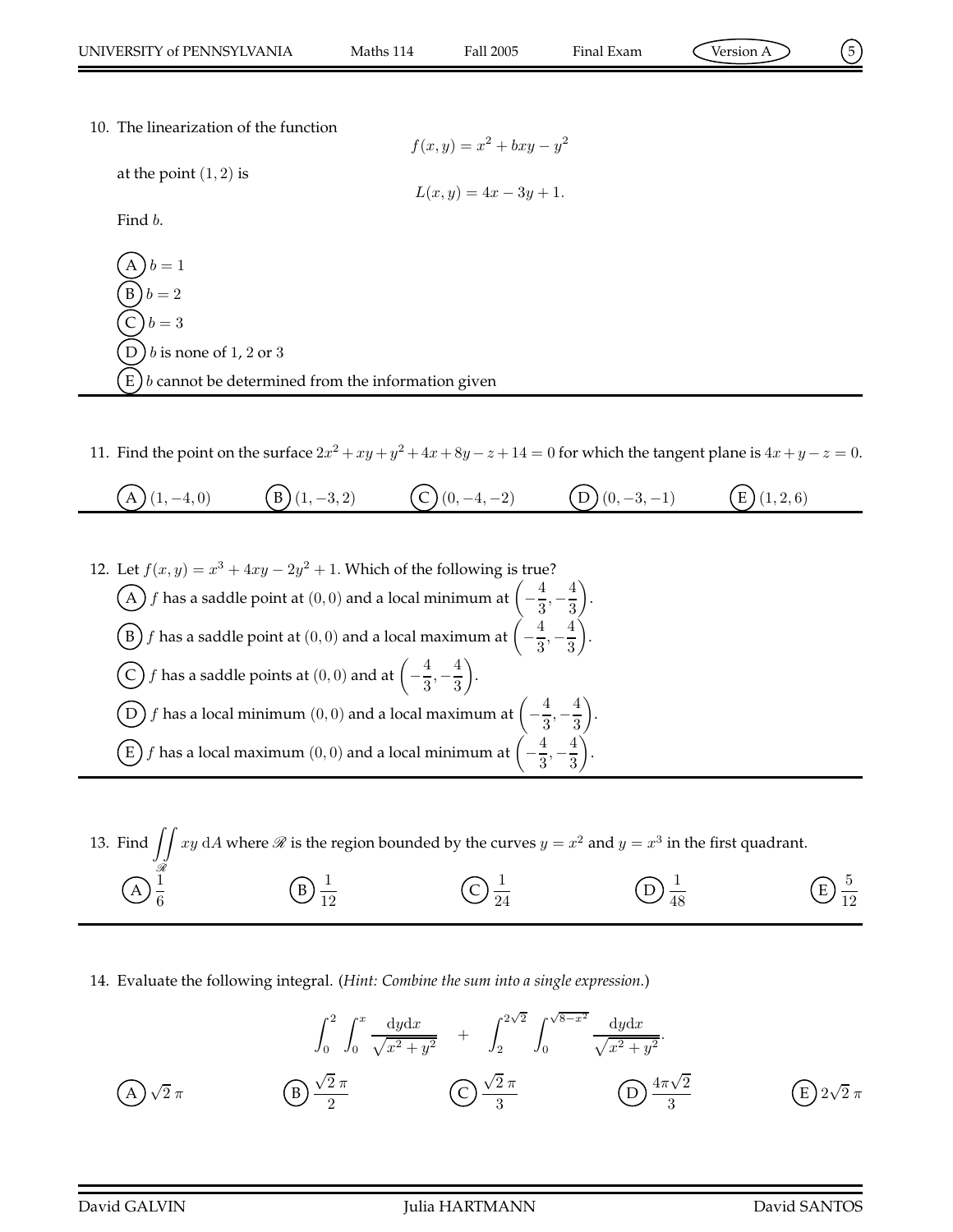10. The linearization of the function

$$f(x, y) = x^2 + bxy - y^2$$

at the point $(1, 2)$ is

$$L(x, y) = 4x - 3y + 1.$$

Find $b$.

(A) $b = 1$

(B) $b = 2$

(C) $b = 3$

(D) $b$ is none of 1, 2 or 3

(E) $b$ cannot be determined from the information given

---

11. Find the point on the surface $2x^2 + xy + y^2 + 4x + 8y - z + 14 = 0$ for which the tangent plane is $4x + y - z = 0$.

(A) $(1, -4, 0)$ (B) $(1, -3, 2)$ (C) $(0, -4, -2)$ (D) $(0, -3, -1)$ (E) $(1, 2, 6)$

---

12. Let $f(x, y) = x^3 + 4xy - 2y^2 + 1$. Which of the following is true?

(A) $f$ has a saddle point at $(0, 0)$ and a local minimum at $\left(-\frac{4}{3}, -\frac{4}{3}\right)$.

(B) $f$ has a saddle point at $(0, 0)$ and a local maximum at $\left(-\frac{4}{3}, -\frac{4}{3}\right)$.

(C) $f$ has a saddle points at $(0, 0)$ and at $\left(-\frac{4}{3}, -\frac{4}{3}\right)$.

(D) $f$ has a local minimum $(0, 0)$ and a local maximum at $\left(-\frac{4}{3}, -\frac{4}{3}\right)$.

(E) $f$ has a local maximum $(0, 0)$ and a local minimum at $\left(-\frac{4}{3}, -\frac{4}{3}\right)$.

---

13. Find $\iint_{\mathscr{R}} xy \, \mathrm{d}A$ where $\mathscr{R}$ is the region bounded by the curves $y = x^2$ and $y = x^3$ in the first quadrant.

(A) $\frac{1}{6}$ (B) $\frac{1}{12}$ (C) $\frac{1}{24}$ (D) $\frac{1}{48}$ (E) $\frac{5}{12}$

---

14. Evaluate the following integral. (*Hint: Combine the sum into a single expression.*)

$$\int_0^2 \int_0^x \frac{\mathrm{d}y \mathrm{d}x}{\sqrt{x^2 + y^2}} \quad + \quad \int_2^{2\sqrt{2}} \int_0^{\sqrt{8-x^2}} \frac{\mathrm{d}y \mathrm{d}x}{\sqrt{x^2 + y^2}}.$$

(A) $\sqrt{2}\,\pi$ (B) $\frac{\sqrt{2}\,\pi}{2}$ (C) $\frac{\sqrt{2}\,\pi}{3}$ (D) $\frac{4\pi\sqrt{2}}{3}$ (E) $2\sqrt{2}\,\pi$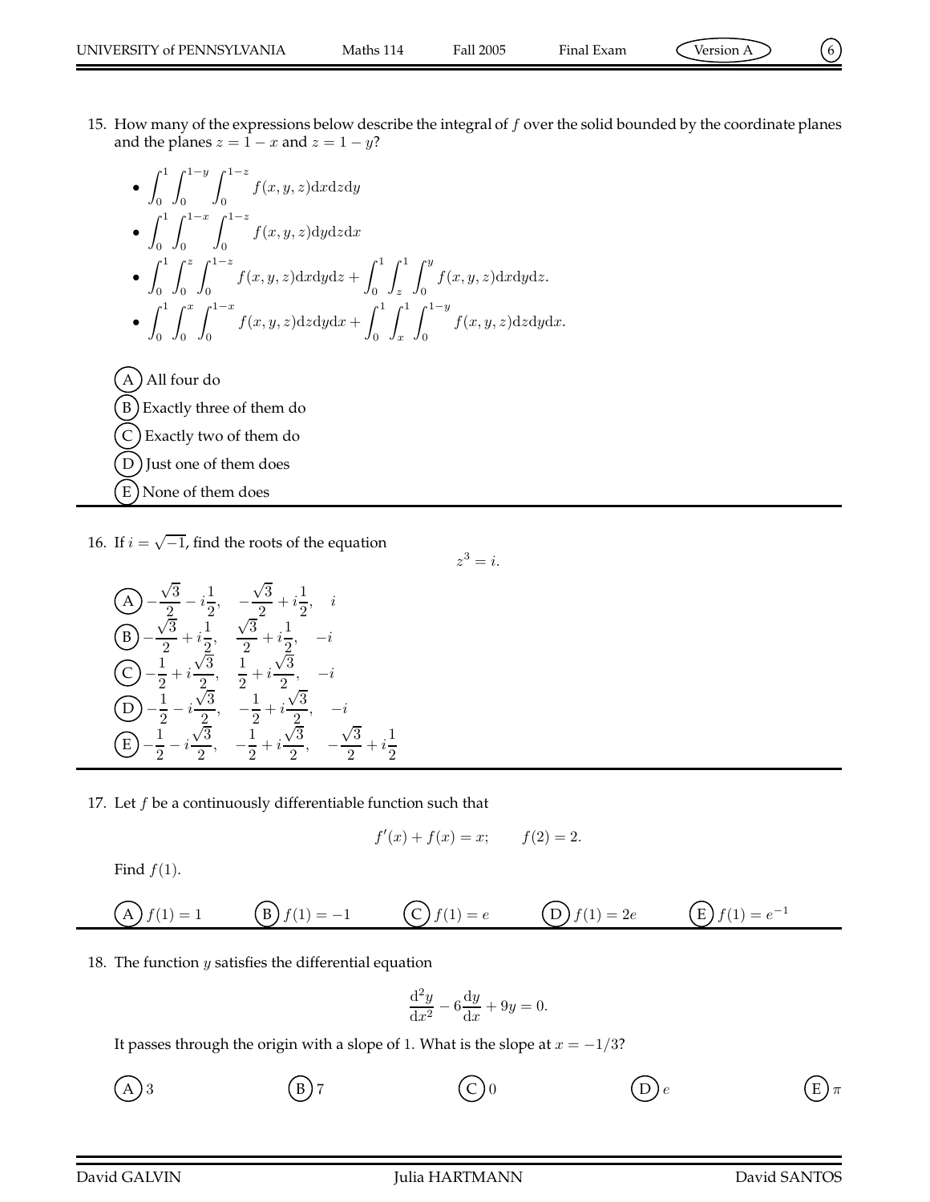15. How many of the expressions below describe the integral of $f$ over the solid bounded by the coordinate planes and the planes $z = 1 - x$ and $z = 1 - y$?

- $\int_0^1 \int_0^{1-y} \int_0^{1-z} f(x, y, z) \mathrm{d}x\mathrm{d}z\mathrm{d}y$
- $\int_0^1 \int_0^{1-x} \int_0^{1-z} f(x, y, z) \mathrm{d}y\mathrm{d}z\mathrm{d}x$
- $\int_0^1 \int_0^{z} \int_0^{1-z} f(x, y, z) \mathrm{d}x\mathrm{d}y\mathrm{d}z + \int_0^1 \int_z^{1} \int_0^{y} f(x, y, z) \mathrm{d}x\mathrm{d}y\mathrm{d}z.$
- $\int_0^1 \int_0^{x} \int_0^{1-x} f(x, y, z) \mathrm{d}z\mathrm{d}y\mathrm{d}x + \int_0^1 \int_x^{1} \int_0^{1-y} f(x, y, z) \mathrm{d}z\mathrm{d}y\mathrm{d}x.$

(A) All four do

(B) Exactly three of them do

(C) Exactly two of them do

(D) Just one of them does

(E) None of them does

16. If $i = \sqrt{-1}$, find the roots of the equation

$$z^3 = i.$$

(A) $-\frac{\sqrt{3}}{2} - i\frac{1}{2}, \quad -\frac{\sqrt{3}}{2} + i\frac{1}{2}, \quad i$

(B) $-\frac{\sqrt{3}}{2} + i\frac{1}{2}, \quad \frac{\sqrt{3}}{2} + i\frac{1}{2}, \quad -i$

(C) $-\frac{1}{2} + i\frac{\sqrt{3}}{2}, \quad \frac{1}{2} + i\frac{\sqrt{3}}{2}, \quad -i$

(D) $-\frac{1}{2} - i\frac{\sqrt{3}}{2}, \quad -\frac{1}{2} + i\frac{\sqrt{3}}{2}, \quad -i$

(E) $-\frac{1}{2} - i\frac{\sqrt{3}}{2}, \quad -\frac{1}{2} + i\frac{\sqrt{3}}{2}, \quad -\frac{\sqrt{3}}{2} + i\frac{1}{2}$

17. Let $f$ be a continuously differentiable function such that

$$f'(x) + f(x) = x; \qquad f(2) = 2.$$

Find $f(1)$.

(A) $f(1) = 1$ (B) $f(1) = -1$ (C) $f(1) = e$ (D) $f(1) = 2e$ (E) $f(1) = e^{-1}$

18. The function $y$ satisfies the differential equation

$$\frac{\mathrm{d}^2 y}{\mathrm{d}x^2} - 6\frac{\mathrm{d}y}{\mathrm{d}x} + 9y = 0.$$

It passes through the origin with a slope of 1. What is the slope at $x = -1/3$?

(A) 3 (B) 7 (C) 0 (D) $e$ (E) $\pi$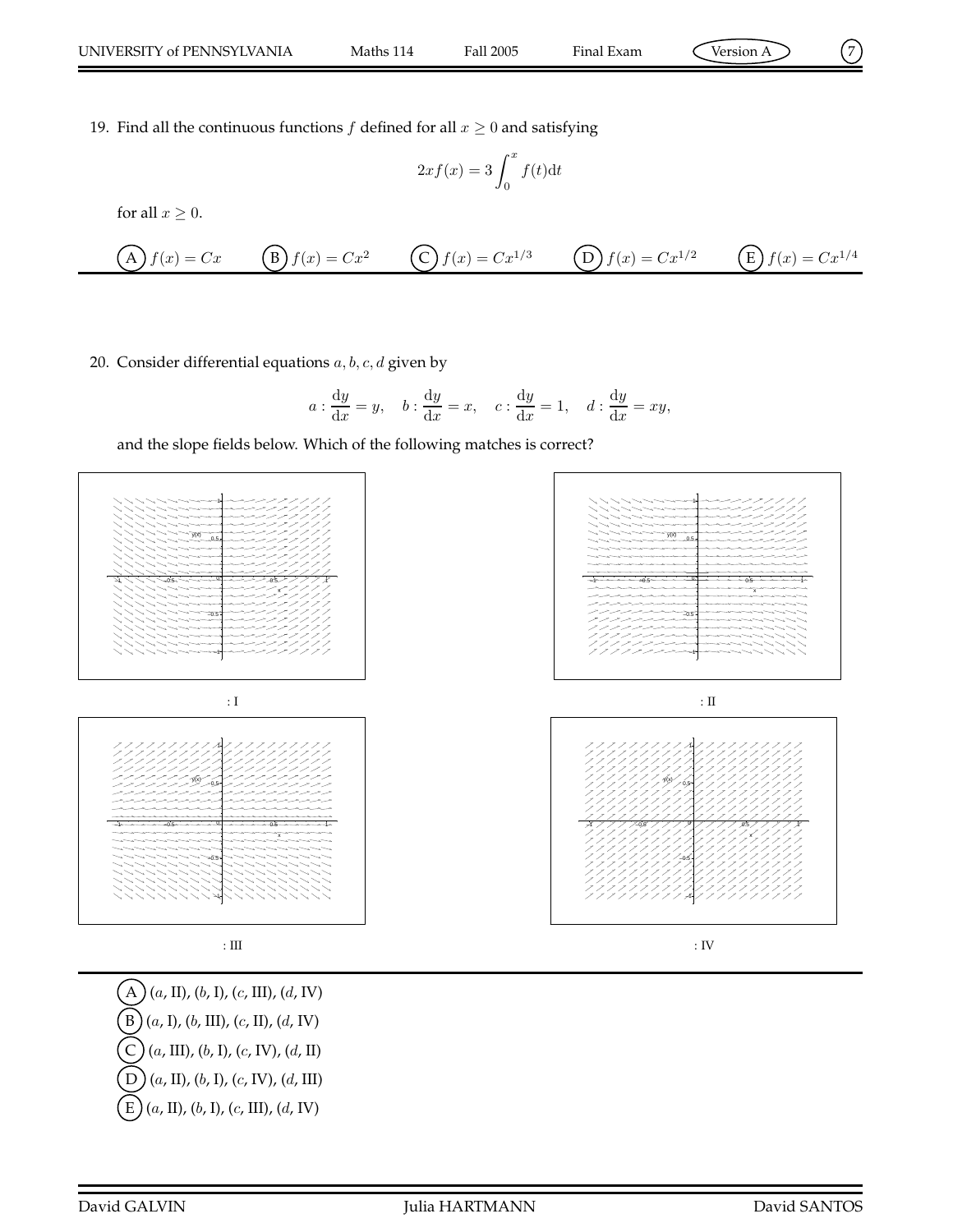19. Find all the continuous functions $f$ defined for all $x \geq 0$ and satisfying

$$2xf(x) = 3\int_0^x f(t)\mathrm{d}t$$

for all $x \geq 0$.

(A) $f(x) = Cx$ (B) $f(x) = Cx^2$ (C) $f(x) = Cx^{1/3}$ (D) $f(x) = Cx^{1/2}$ (E) $f(x) = Cx^{1/4}$

---

20. Consider differential equations $a, b, c, d$ given by

$$a : \frac{\mathrm{d}y}{\mathrm{d}x} = y, \quad b : \frac{\mathrm{d}y}{\mathrm{d}x} = x, \quad c : \frac{\mathrm{d}y}{\mathrm{d}x} = 1, \quad d : \frac{\mathrm{d}y}{\mathrm{d}x} = xy,$$

and the slope fields below. Which of the following matches is correct?

: I

: II

: III

: IV

---

(A) ($a$, II), ($b$, I), ($c$, III), ($d$, IV)

(B) ($a$, I), ($b$, III), ($c$, II), ($d$, IV)

(C) ($a$, III), ($b$, I), ($c$, IV), ($d$, II)

(D) ($a$, II), ($b$, I), ($c$, IV), ($d$, III)

(E) ($a$, II), ($b$, I), ($c$, III), ($d$, IV)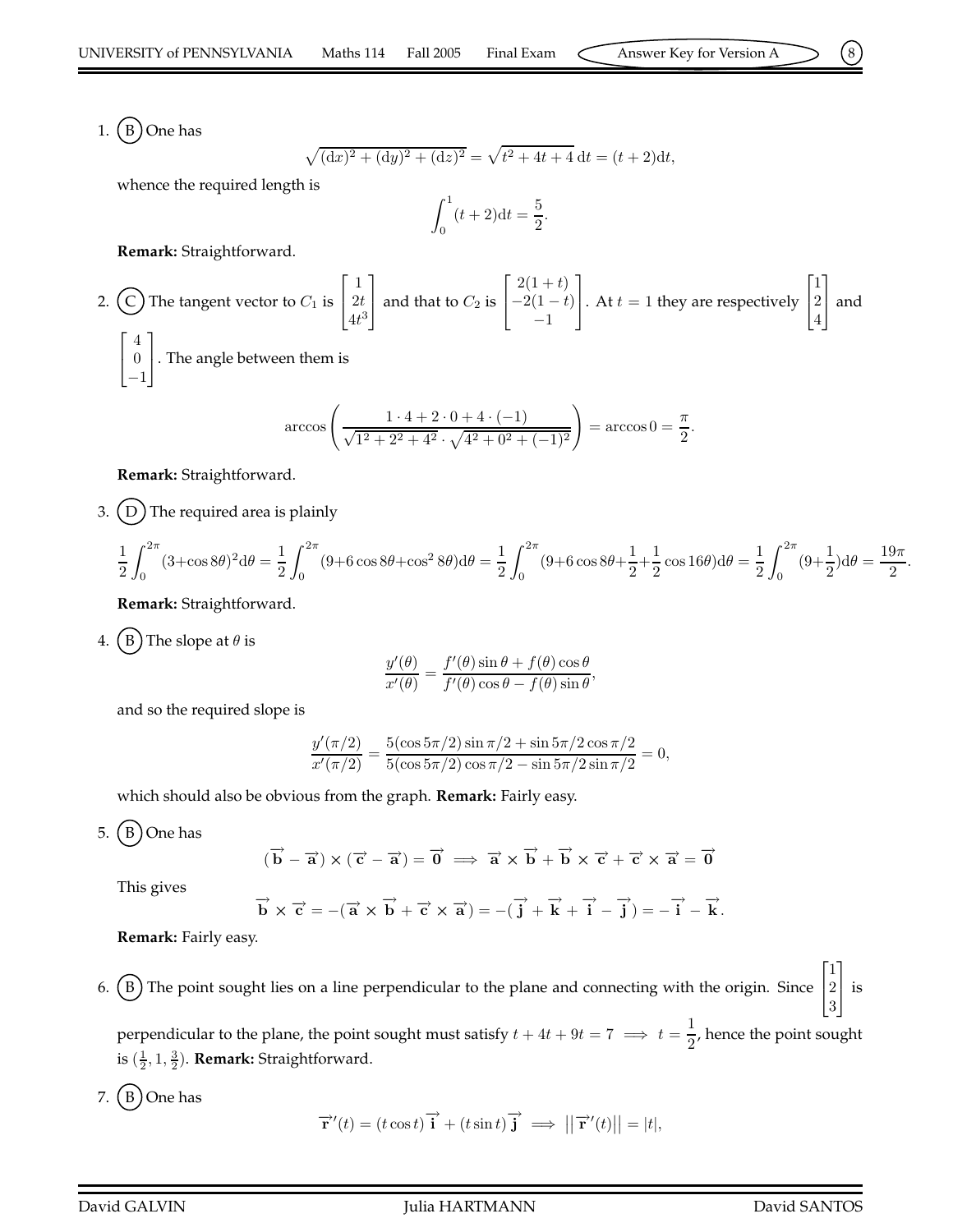1. (B) One has

$$\sqrt{(\mathrm{d}x)^2 + (\mathrm{d}y)^2 + (\mathrm{d}z)^2} = \sqrt{t^2 + 4t + 4}\,\mathrm{d}t = (t+2)\mathrm{d}t,$$

whence the required length is

$$\int_0^1 (t+2)\mathrm{d}t = \frac{5}{2}.$$

**Remark:** Straightforward.

2. (C) The tangent vector to $C_1$ is $\begin{bmatrix} 1 \\ 2t \\ 4t^3 \end{bmatrix}$ and that to $C_2$ is $\begin{bmatrix} 2(1+t) \\ -2(1-t) \\ -1 \end{bmatrix}$. At $t = 1$ they are respectively $\begin{bmatrix} 1 \\ 2 \\ 4 \end{bmatrix}$ and $\begin{bmatrix} 4 \\ 0 \\ -1 \end{bmatrix}$. The angle between them is

$$\arccos\left(\frac{1 \cdot 4 + 2 \cdot 0 + 4 \cdot (-1)}{\sqrt{1^2 + 2^2 + 4^2} \cdot \sqrt{4^2 + 0^2 + (-1)^2}}\right) = \arccos 0 = \frac{\pi}{2}.$$

**Remark:** Straightforward.

3. (D) The required area is plainly

$$\frac{1}{2}\int_0^{2\pi}(3+\cos 8\theta)^2\mathrm{d}\theta = \frac{1}{2}\int_0^{2\pi}(9+6\cos 8\theta+\cos^2 8\theta)\mathrm{d}\theta = \frac{1}{2}\int_0^{2\pi}(9+6\cos 8\theta+\frac{1}{2}+\frac{1}{2}\cos 16\theta)\mathrm{d}\theta = \frac{1}{2}\int_0^{2\pi}(9+\frac{1}{2})\mathrm{d}\theta = \frac{19\pi}{2}.$$

**Remark:** Straightforward.

4. (B) The slope at $\theta$ is

$$\frac{y'(\theta)}{x'(\theta)} = \frac{f'(\theta)\sin\theta + f(\theta)\cos\theta}{f'(\theta)\cos\theta - f(\theta)\sin\theta},$$

and so the required slope is

$$\frac{y'(\pi/2)}{x'(\pi/2)} = \frac{5(\cos 5\pi/2)\sin\pi/2 + \sin 5\pi/2\cos\pi/2}{5(\cos 5\pi/2)\cos\pi/2 - \sin 5\pi/2\sin\pi/2} = 0,$$

which should also be obvious from the graph. **Remark:** Fairly easy.

5. (B) One has

$$(\overrightarrow{\mathbf{b}} - \overrightarrow{\mathbf{a}}) \times (\overrightarrow{\mathbf{c}} - \overrightarrow{\mathbf{a}}) = \overrightarrow{\mathbf{0}} \implies \overrightarrow{\mathbf{a}} \times \overrightarrow{\mathbf{b}} + \overrightarrow{\mathbf{b}} \times \overrightarrow{\mathbf{c}} + \overrightarrow{\mathbf{c}} \times \overrightarrow{\mathbf{a}} = \overrightarrow{\mathbf{0}}$$

This gives

$$\overrightarrow{\mathbf{b}} \times \overrightarrow{\mathbf{c}} = -(\overrightarrow{\mathbf{a}} \times \overrightarrow{\mathbf{b}} + \overrightarrow{\mathbf{c}} \times \overrightarrow{\mathbf{a}}) = -(\overrightarrow{\mathbf{j}} + \overrightarrow{\mathbf{k}} + \overrightarrow{\mathbf{i}} - \overrightarrow{\mathbf{j}}) = -\overrightarrow{\mathbf{i}} - \overrightarrow{\mathbf{k}}.$$

**Remark:** Fairly easy.

6. (B) The point sought lies on a line perpendicular to the plane and connecting with the origin. Since $\begin{bmatrix} 1 \\ 2 \\ 3 \end{bmatrix}$ is perpendicular to the plane, the point sought must satisfy $t + 4t + 9t = 7 \implies t = \frac{1}{2}$, hence the point sought is $(\frac{1}{2}, 1, \frac{3}{2})$. **Remark:** Straightforward.

7. (B) One has

$$\overrightarrow{\mathbf{r}}'(t) = (t\cos t)\overrightarrow{\mathbf{i}} + (t\sin t)\overrightarrow{\mathbf{j}} \implies \left|\left|\overrightarrow{\mathbf{r}}'(t)\right|\right| = |t|,$$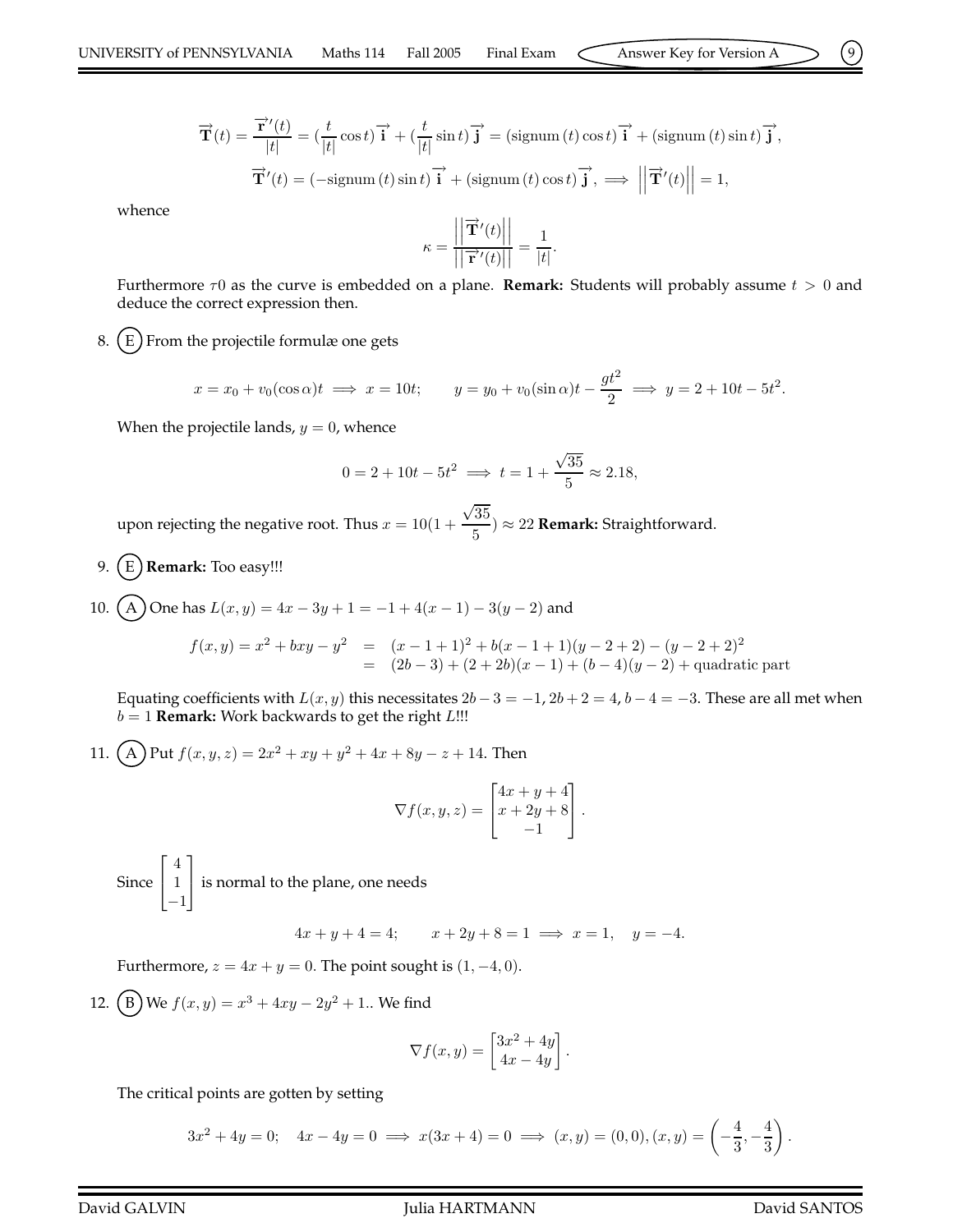$$\overrightarrow{\mathbf{T}}(t) = \frac{\overrightarrow{\mathbf{r}}'(t)}{|t|} = (\frac{t}{|t|}\cos t)\overrightarrow{\mathbf{i}} + (\frac{t}{|t|}\sin t)\overrightarrow{\mathbf{j}} = (\text{signum}(t)\cos t)\overrightarrow{\mathbf{i}} + (\text{signum}(t)\sin t)\overrightarrow{\mathbf{j}},$$

$$\overrightarrow{\mathbf{T}}'(t) = (-\text{signum}(t)\sin t)\overrightarrow{\mathbf{i}} + (\text{signum}(t)\cos t)\overrightarrow{\mathbf{j}}, \implies \left|\left|\overrightarrow{\mathbf{T}}'(t)\right|\right| = 1,$$

whence

$$\kappa = \frac{\left|\left|\overrightarrow{\mathbf{T}}'(t)\right|\right|}{\left|\left|\overrightarrow{\mathbf{r}}'(t)\right|\right|} = \frac{1}{|t|}.$$

Furthermore $\tau 0$ as the curve is embedded on a plane. **Remark:** Students will probably assume $t > 0$ and deduce the correct expression then.

8. (E) From the projectile formulæ one gets

$$x = x_0 + v_0(\cos\alpha)t \implies x = 10t; \qquad y = y_0 + v_0(\sin\alpha)t - \frac{gt^2}{2} \implies y = 2 + 10t - 5t^2.$$

When the projectile lands, $y = 0$, whence

$$0 = 2 + 10t - 5t^2 \implies t = 1 + \frac{\sqrt{35}}{5} \approx 2.18,$$

upon rejecting the negative root. Thus $x = 10(1 + \frac{\sqrt{35}}{5}) \approx 22$ **Remark:** Straightforward.

9. (E) **Remark:** Too easy!!!

10. (A) One has $L(x, y) = 4x - 3y + 1 = -1 + 4(x - 1) - 3(y - 2)$ and

$$\begin{aligned} f(x, y) = x^2 + bxy - y^2 &= (x - 1 + 1)^2 + b(x - 1 + 1)(y - 2 + 2) - (y - 2 + 2)^2 \\ &= (2b - 3) + (2 + 2b)(x - 1) + (b - 4)(y - 2) + \text{quadratic part} \end{aligned}$$

Equating coefficients with $L(x, y)$ this necessitates $2b - 3 = -1$, $2b + 2 = 4$, $b - 4 = -3$. These are all met when $b = 1$ **Remark:** Work backwards to get the right $L$!!!

11. (A) Put $f(x, y, z) = 2x^2 + xy + y^2 + 4x + 8y - z + 14$. Then

$$\nabla f(x, y, z) = \begin{bmatrix} 4x + y + 4 \\ x + 2y + 8 \\ -1 \end{bmatrix}.$$

Since $\begin{bmatrix} 4 \\ 1 \\ -1 \end{bmatrix}$ is normal to the plane, one needs

$$4x + y + 4 = 4; \qquad x + 2y + 8 = 1 \implies x = 1, \quad y = -4.$$

Furthermore, $z = 4x + y = 0$. The point sought is $(1, -4, 0)$.

12. (B) We $f(x, y) = x^3 + 4xy - 2y^2 + 1$.. We find

$$\nabla f(x, y) = \begin{bmatrix} 3x^2 + 4y \\ 4x - 4y \end{bmatrix}.$$

The critical points are gotten by setting

$$3x^2 + 4y = 0; \quad 4x - 4y = 0 \implies x(3x + 4) = 0 \implies (x, y) = (0, 0), (x, y) = \left(-\frac{4}{3}, -\frac{4}{3}\right).$$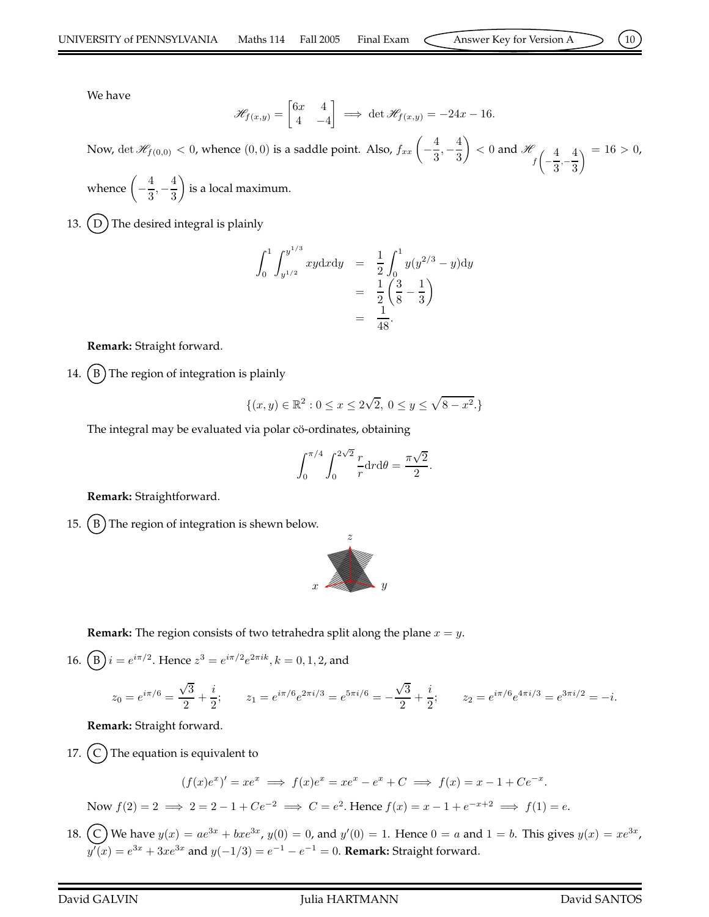We have

$$\mathscr{H}_{f(x,y)} = \begin{bmatrix} 6x & 4 \\ 4 & -4 \end{bmatrix} \implies \det \mathscr{H}_{f(x,y)} = -24x - 16.$$

Now, $\det \mathscr{H}_{f(0,0)} < 0$, whence $(0,0)$ is a saddle point. Also, $f_{xx}\left(-\frac{4}{3}, -\frac{4}{3}\right) < 0$ and $\mathscr{H}_{f\left(-\frac{4}{3},-\frac{4}{3}\right)} = 16 > 0$, whence $\left(-\frac{4}{3}, -\frac{4}{3}\right)$ is a local maximum.

13. (D) The desired integral is plainly

$$\begin{aligned} \int_0^1 \int_{y^{1/2}}^{y^{1/3}} xy\mathrm{d}x\mathrm{d}y &= \frac{1}{2}\int_0^1 y(y^{2/3} - y)\mathrm{d}y \\ &= \frac{1}{2}\left(\frac{3}{8} - \frac{1}{3}\right) \\ &= \frac{1}{48}. \end{aligned}$$

**Remark:** Straight forward.

14. (B) The region of integration is plainly

$$\{(x,y) \in \mathbb{R}^2 : 0 \le x \le 2\sqrt{2},\ 0 \le y \le \sqrt{8 - x^2}.\}$$

The integral may be evaluated via polar cö-ordinates, obtaining

$$\int_0^{\pi/4} \int_0^{2\sqrt{2}} \frac{r}{r} \mathrm{d}r\mathrm{d}\theta = \frac{\pi\sqrt{2}}{2}.$$

**Remark:** Straightforward.

15. (B) The region of integration is shewn below.

**Remark:** The region consists of two tetrahedra split along the plane $x = y$.

16. (B) $i = e^{i\pi/2}$. Hence $z^3 = e^{i\pi/2}e^{2\pi i k}, k = 0, 1, 2$, and

$$z_0 = e^{i\pi/6} = \frac{\sqrt{3}}{2} + \frac{i}{2}; \qquad z_1 = e^{i\pi/6}e^{2\pi i/3} = e^{5\pi i/6} = -\frac{\sqrt{3}}{2} + \frac{i}{2}; \qquad z_2 = e^{i\pi/6}e^{4\pi i/3} = e^{3\pi i/2} = -i.$$

**Remark:** Straight forward.

17. (C) The equation is equivalent to

$$(f(x)e^x)' = xe^x \implies f(x)e^x = xe^x - e^x + C \implies f(x) = x - 1 + Ce^{-x}.$$

Now $f(2) = 2 \implies 2 = 2 - 1 + Ce^{-2} \implies C = e^2$. Hence $f(x) = x - 1 + e^{-x+2} \implies f(1) = e$.

18. (C) We have $y(x) = ae^{3x} + bxe^{3x}$, $y(0) = 0$, and $y'(0) = 1$. Hence $0 = a$ and $1 = b$. This gives $y(x) = xe^{3x}$, $y'(x) = e^{3x} + 3xe^{3x}$ and $y(-1/3) = e^{-1} - e^{-1} = 0$. **Remark:** Straight forward.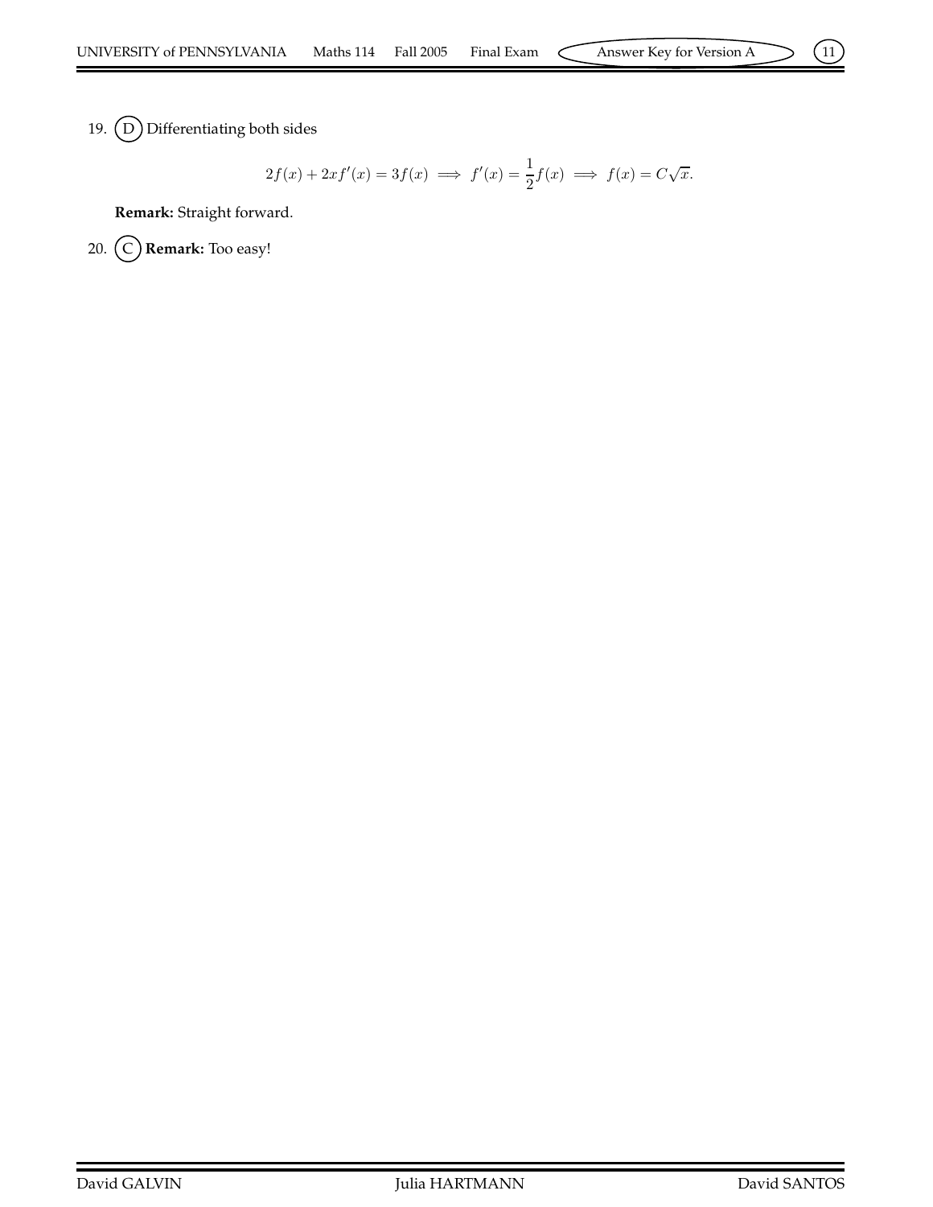19. (D) Differentiating both sides

$$2f(x) + 2xf'(x) = 3f(x) \implies f'(x) = \frac{1}{2}f(x) \implies f(x) = C\sqrt{x}.$$

**Remark:** Straight forward.

20. (C) **Remark:** Too easy!